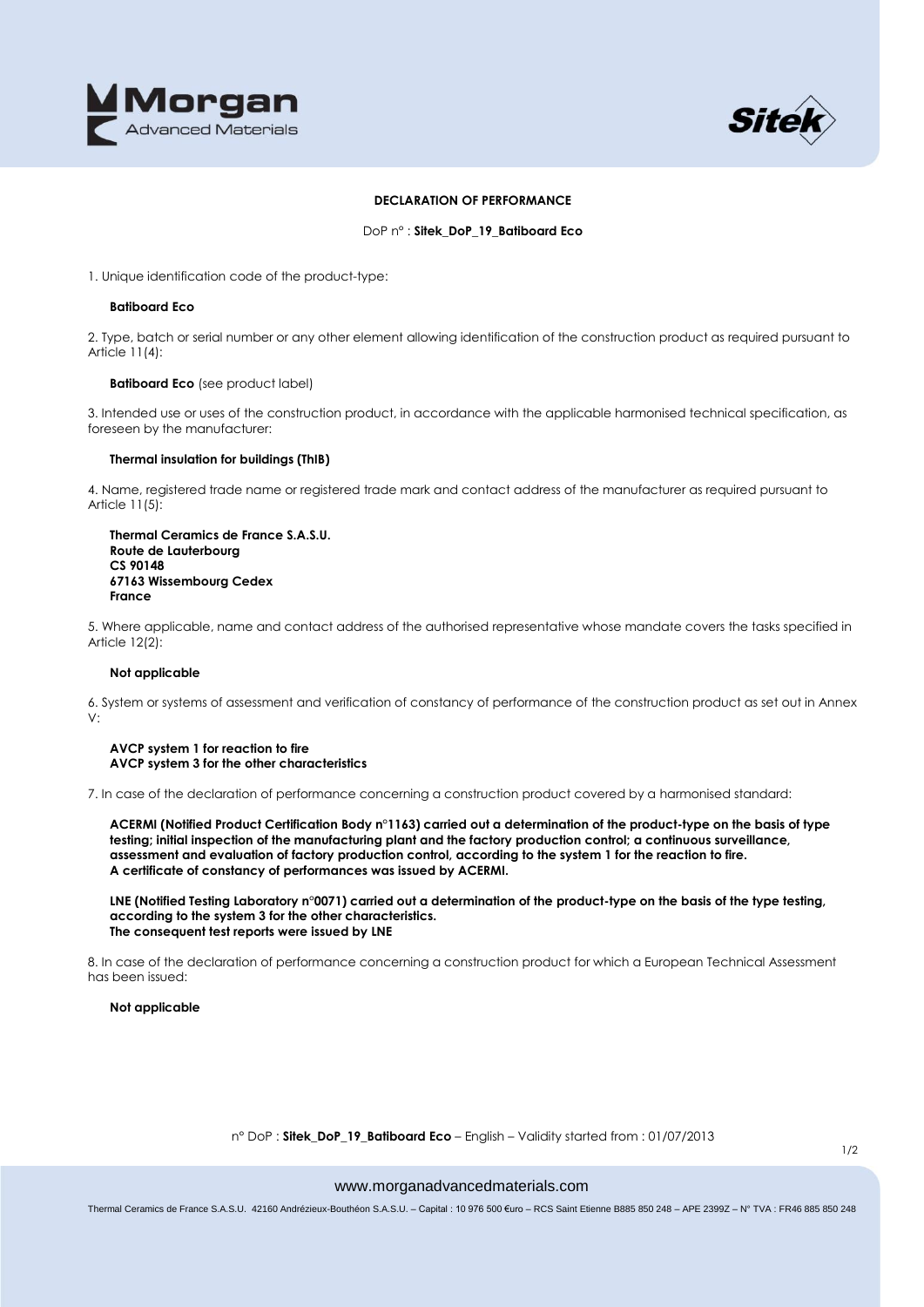**DECLARATION OF PERFORMANCE**

DoP n° : **Sitek_DoP_19_Batiboard Eco**

1. Unique identification code of the product-type:

**Batiboard Eco**

2. Type, batch or serial number or any other element allowing identification of the construction product as required pursuant to Article 11(4):

**Batiboard Eco** (see product label)

3. Intended use or uses of the construction product, in accordance with the applicable harmonised technical specification, as foreseen by the manufacturer:

**Thermal insulation for buildings (ThIB)**

4. Name, registered trade name or registered trade mark and contact address of the manufacturer as required pursuant to Article 11(5):

**Thermal Ceramics de France S.A.S.U.**
**Route de Lauterbourg**
**CS 90148**
**67163 Wissembourg Cedex**
**France**

5. Where applicable, name and contact address of the authorised representative whose mandate covers the tasks specified in Article 12(2):

**Not applicable**

6. System or systems of assessment and verification of constancy of performance of the construction product as set out in Annex V:

**AVCP system 1 for reaction to fire**
**AVCP system 3 for the other characteristics**

7. In case of the declaration of performance concerning a construction product covered by a harmonised standard:

**ACERMI (Notified Product Certification Body n°1163) carried out a determination of the product-type on the basis of type testing; initial inspection of the manufacturing plant and the factory production control; a continuous surveillance, assessment and evaluation of factory production control, according to the system 1 for the reaction to fire.**
**A certificate of constancy of performances was issued by ACERMI.**

**LNE (Notified Testing Laboratory n°0071) carried out a determination of the product-type on the basis of the type testing, according to the system 3 for the other characteristics.**
**The consequent test reports were issued by LNE**

8. In case of the declaration of performance concerning a construction product for which a European Technical Assessment has been issued:

**Not applicable**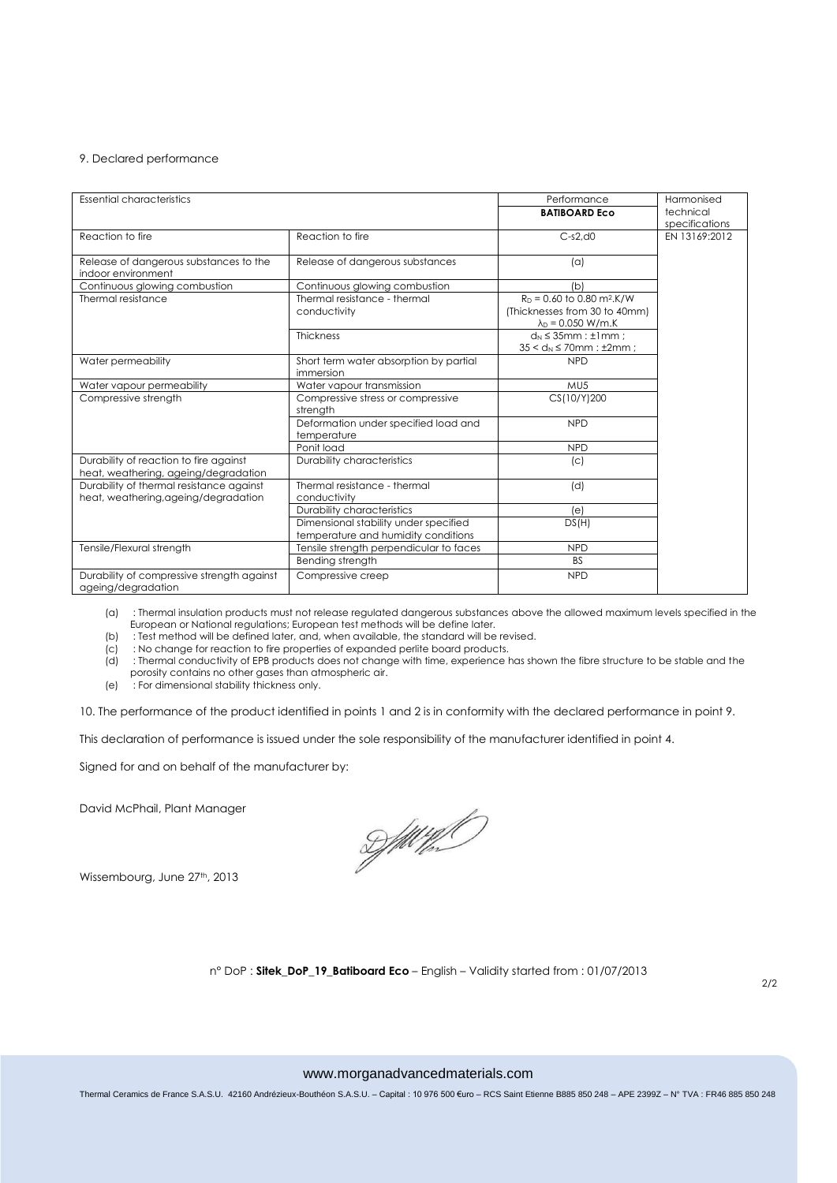9. Declared performance

| Essential characteristics | | Performance | Harmonised technical specifications |
|---|---|---|---|
| | | **BATIBOARD Eco** | |
| Reaction to fire | Reaction to fire | C-s2,d0 | EN 13169:2012 |
| Release of dangerous substances to the indoor environment | Release of dangerous substances | (a) | |
| Continuous glowing combustion | Continuous glowing combustion | (b) | |
| Thermal resistance | Thermal resistance - thermal conductivity | $R_D$ = 0.60 to 0.80 m².K/W (Thicknesses from 30 to 40mm) $\lambda_D$ = 0.050 W/m.K | |
| | Thickness | $d_N \leq 35$mm : ±1mm ; $35 < d_N \leq 70$mm : ±2mm ; | |
| Water permeability | Short term water absorption by partial immersion | NPD | |
| Water vapour permeability | Water vapour transmission | MU5 | |
| Compressive strength | Compressive stress or compressive strength | CS(10/Y)200 | |
| | Deformation under specified load and temperature | NPD | |
| | Ponit load | NPD | |
| Durability of reaction to fire against heat, weathering, ageing/degradation | Durability characteristics | (c) | |
| Durability of thermal resistance against heat, weathering,ageing/degradation | Thermal resistance - thermal conductivity | (d) | |
| | Durability characteristics | (e) | |
| | Dimensional stability under specified temperature and humidity conditions | DS(H) | |
| Tensile/Flexural strength | Tensile strength perpendicular to faces | NPD | |
| | Bending strength | BS | |
| Durability of compressive strength against ageing/degradation | Compressive creep | NPD | |

(a) : Thermal insulation products must not release regulated dangerous substances above the allowed maximum levels specified in the European or National regulations; European test methods will be define later.
(b) : Test method will be defined later, and, when available, the standard will be revised.
(c) : No change for reaction to fire properties of expanded perlite board products.
(d) : Thermal conductivity of EPB products does not change with time, experience has shown the fibre structure to be stable and the porosity contains no other gases than atmospheric air.
(e) : For dimensional stability thickness only.

10. The performance of the product identified in points 1 and 2 is in conformity with the declared performance in point 9.

This declaration of performance is issued under the sole responsibility of the manufacturer identified in point 4.

Signed for and on behalf of the manufacturer by:

David McPhail, Plant Manager

Wissembourg, June 27th, 2013

n° DoP : **Sitek_DoP_19_Batiboard Eco** – English – Validity started from : 01/07/2013

www.morganadvancedmaterials.com

Thermal Ceramics de France S.A.S.U. 42160 Andrézieux-Bouthéon S.A.S.U. – Capital : 10 976 500 €uro – RCS Saint Etienne B885 850 248 – APE 2399Z – N° TVA : FR46 885 850 248